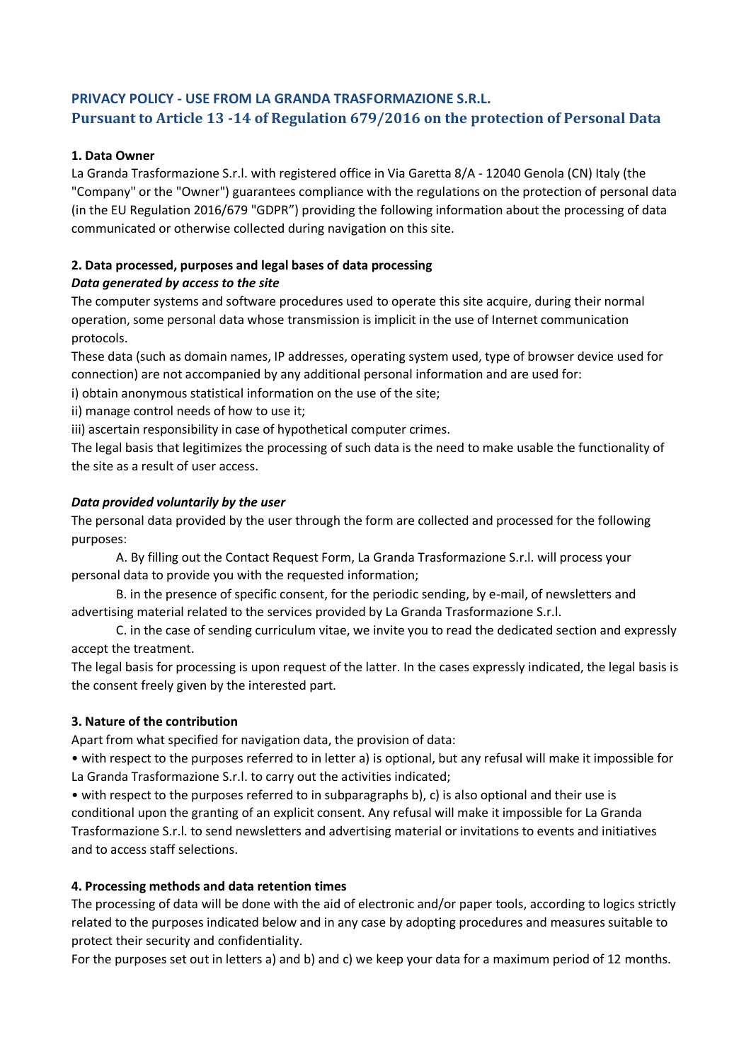# PRIVACY POLICY - USE FROM LA GRANDA TRASFORMAZIONE S.R.L.
## Pursuant to Article 13 -14 of Regulation 679/2016 on the protection of Personal Data

**1. Data Owner**

La Granda Trasformazione S.r.l. with registered office in Via Garetta 8/A - 12040 Genola (CN) Italy (the "Company" or the "Owner") guarantees compliance with the regulations on the protection of personal data (in the EU Regulation 2016/679 "GDPR") providing the following information about the processing of data communicated or otherwise collected during navigation on this site.

**2. Data processed, purposes and legal bases of data processing**

***Data generated by access to the site***

The computer systems and software procedures used to operate this site acquire, during their normal operation, some personal data whose transmission is implicit in the use of Internet communication protocols.

These data (such as domain names, IP addresses, operating system used, type of browser device used for connection) are not accompanied by any additional personal information and are used for:

i) obtain anonymous statistical information on the use of the site;

ii) manage control needs of how to use it;

iii) ascertain responsibility in case of hypothetical computer crimes.

The legal basis that legitimizes the processing of such data is the need to make usable the functionality of the site as a result of user access.

***Data provided voluntarily by the user***

The personal data provided by the user through the form are collected and processed for the following purposes:

A. By filling out the Contact Request Form, La Granda Trasformazione S.r.l. will process your personal data to provide you with the requested information;

B. in the presence of specific consent, for the periodic sending, by e-mail, of newsletters and advertising material related to the services provided by La Granda Trasformazione S.r.l.

C. in the case of sending curriculum vitae, we invite you to read the dedicated section and expressly accept the treatment.

The legal basis for processing is upon request of the latter. In the cases expressly indicated, the legal basis is the consent freely given by the interested part.

**3. Nature of the contribution**

Apart from what specified for navigation data, the provision of data:

- with respect to the purposes referred to in letter a) is optional, but any refusal will make it impossible for La Granda Trasformazione S.r.l. to carry out the activities indicated;
- with respect to the purposes referred to in subparagraphs b), c) is also optional and their use is conditional upon the granting of an explicit consent. Any refusal will make it impossible for La Granda Trasformazione S.r.l. to send newsletters and advertising material or invitations to events and initiatives and to access staff selections.

**4. Processing methods and data retention times**

The processing of data will be done with the aid of electronic and/or paper tools, according to logics strictly related to the purposes indicated below and in any case by adopting procedures and measures suitable to protect their security and confidentiality.

For the purposes set out in letters a) and b) and c) we keep your data for a maximum period of 12 months.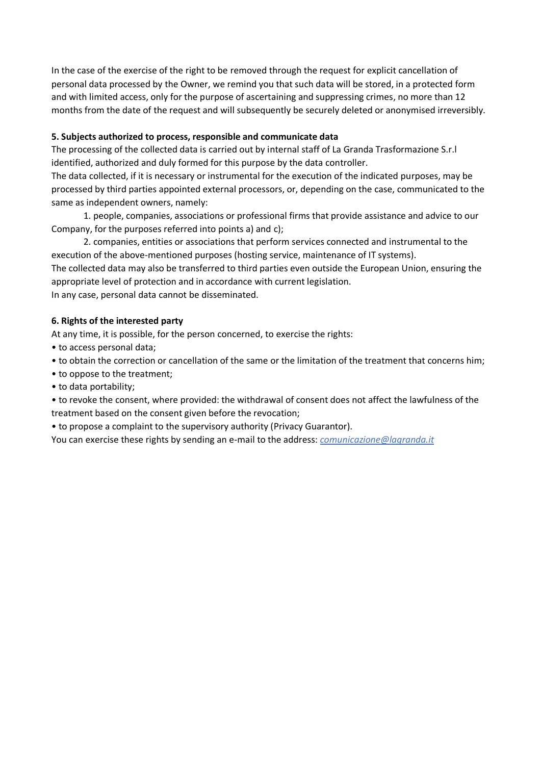In the case of the exercise of the right to be removed through the request for explicit cancellation of personal data processed by the Owner, we remind you that such data will be stored, in a protected form and with limited access, only for the purpose of ascertaining and suppressing crimes, no more than 12 months from the date of the request and will subsequently be securely deleted or anonymised irreversibly.

**5. Subjects authorized to process, responsible and communicate data**

The processing of the collected data is carried out by internal staff of La Granda Trasformazione S.r.l identified, authorized and duly formed for this purpose by the data controller.

The data collected, if it is necessary or instrumental for the execution of the indicated purposes, may be processed by third parties appointed external processors, or, depending on the case, communicated to the same as independent owners, namely:

1. people, companies, associations or professional firms that provide assistance and advice to our Company, for the purposes referred into points a) and c);
2. companies, entities or associations that perform services connected and instrumental to the execution of the above-mentioned purposes (hosting service, maintenance of IT systems).

The collected data may also be transferred to third parties even outside the European Union, ensuring the appropriate level of protection and in accordance with current legislation.

In any case, personal data cannot be disseminated.

**6. Rights of the interested party**

At any time, it is possible, for the person concerned, to exercise the rights:

- to access personal data;
- to obtain the correction or cancellation of the same or the limitation of the treatment that concerns him;
- to oppose to the treatment;
- to data portability;
- to revoke the consent, where provided: the withdrawal of consent does not affect the lawfulness of the treatment based on the consent given before the revocation;
- to propose a complaint to the supervisory authority (Privacy Guarantor).

You can exercise these rights by sending an e-mail to the address: *comunicazione@lagranda.it*